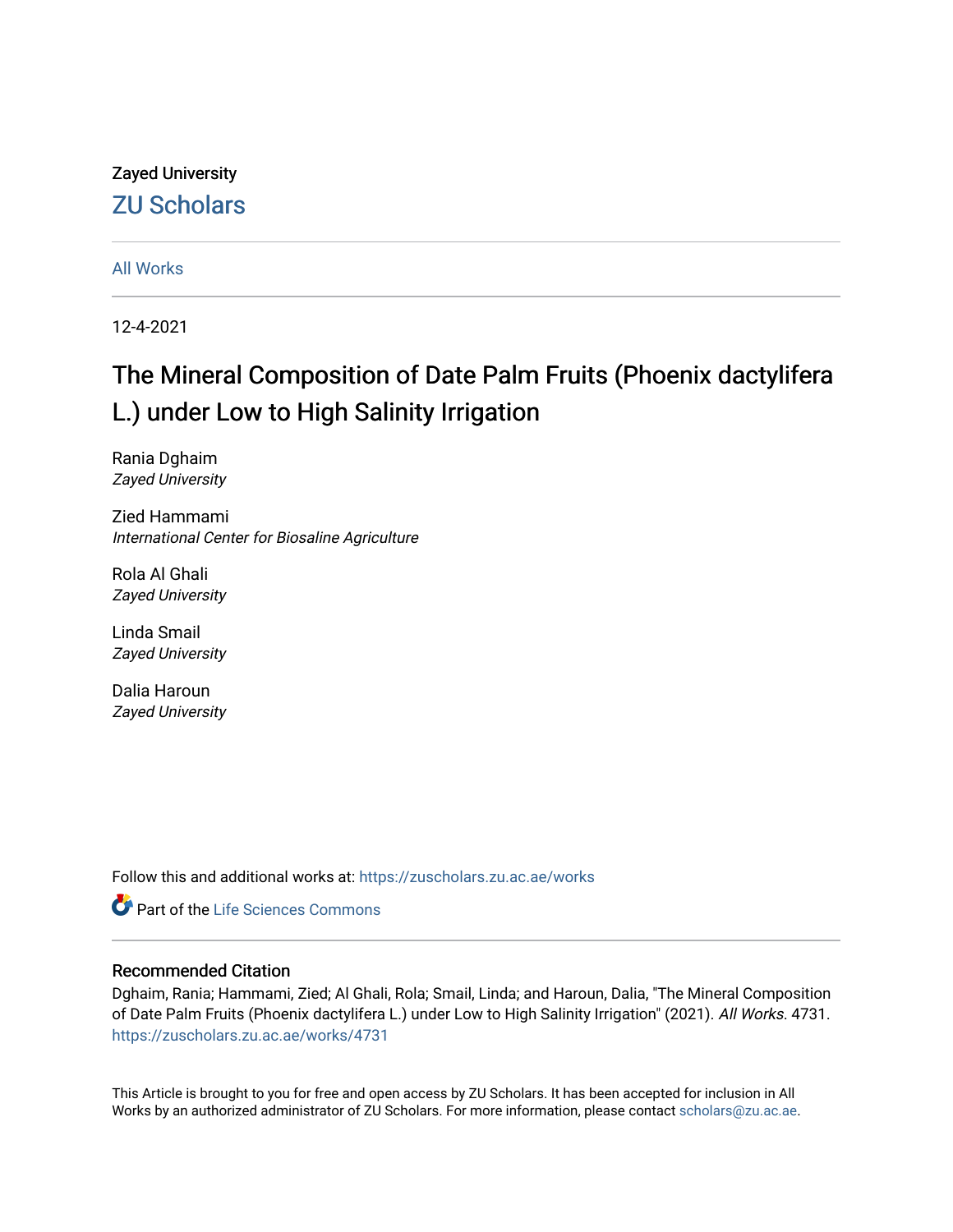Zayed University

ZU Scholars

All Works

12-4-2021

# The Mineral Composition of Date Palm Fruits (Phoenix dactylifera L.) under Low to High Salinity Irrigation

Rania Dghaim
*Zayed University*

Zied Hammami
*International Center for Biosaline Agriculture*

Rola Al Ghali
*Zayed University*

Linda Smail
*Zayed University*

Dalia Haroun
*Zayed University*

Follow this and additional works at: https://zuscholars.zu.ac.ae/works

Part of the Life Sciences Commons

## Recommended Citation

Dghaim, Rania; Hammami, Zied; Al Ghali, Rola; Smail, Linda; and Haroun, Dalia, "The Mineral Composition of Date Palm Fruits (Phoenix dactylifera L.) under Low to High Salinity Irrigation" (2021). *All Works*. 4731.
https://zuscholars.zu.ac.ae/works/4731

This Article is brought to you for free and open access by ZU Scholars. It has been accepted for inclusion in All Works by an authorized administrator of ZU Scholars. For more information, please contact scholars@zu.ac.ae.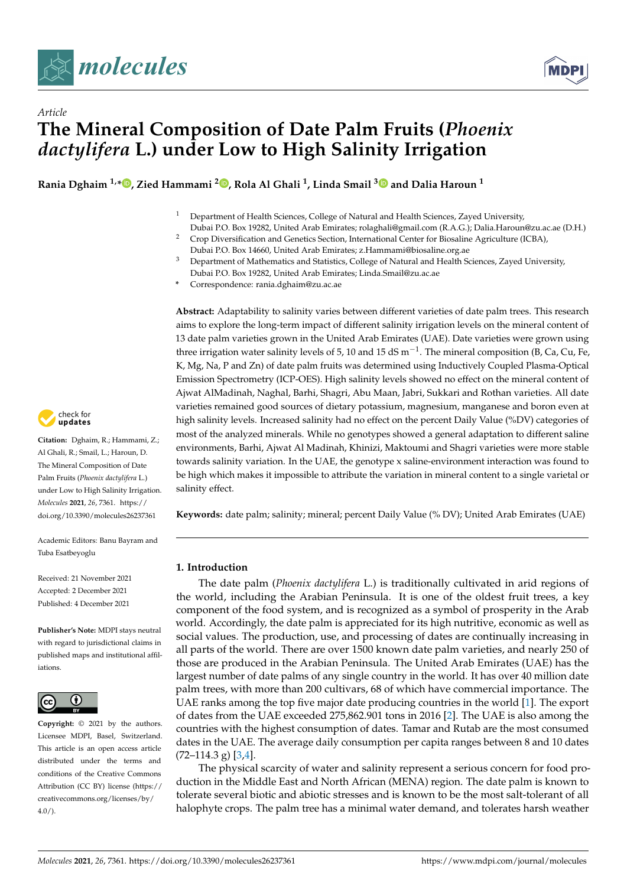# The Mineral Composition of Date Palm Fruits (*Phoenix dactylifera* L.) under Low to High Salinity Irrigation

**Rania Dghaim [1,*], Zied Hammami [2], Rola Al Ghali [1], Linda Smail [3] and Dalia Haroun [1]**

[1] Department of Health Sciences, College of Natural and Health Sciences, Zayed University, Dubai P.O. Box 19282, United Arab Emirates; rolaghali@gmail.com (R.A.G.); Dalia.Haroun@zu.ac.ae (D.H.)

[2] Crop Diversification and Genetics Section, International Center for Biosaline Agriculture (ICBA), Dubai P.O. Box 14660, United Arab Emirates; z.Hammami@biosaline.org.ae

[3] Department of Mathematics and Statistics, College of Natural and Health Sciences, Zayed University, Dubai P.O. Box 19282, United Arab Emirates; Linda.Smail@zu.ac.ae

* Correspondence: rania.dghaim@zu.ac.ae

**Abstract:** Adaptability to salinity varies between different varieties of date palm trees. This research aims to explore the long-term impact of different salinity irrigation levels on the mineral content of 13 date palm varieties grown in the United Arab Emirates (UAE). Date varieties were grown using three irrigation water salinity levels of 5, 10 and 15 dS $m^{-1}$. The mineral composition (B, Ca, Cu, Fe, K, Mg, Na, P and Zn) of date palm fruits was determined using Inductively Coupled Plasma-Optical Emission Spectrometry (ICP-OES). High salinity levels showed no effect on the mineral content of Ajwat AlMadinah, Naghal, Barhi, Shagri, Abu Maan, Jabri, Sukkari and Rothan varieties. All date varieties remained good sources of dietary potassium, magnesium, manganese and boron even at high salinity levels. Increased salinity had no effect on the percent Daily Value (%DV) categories of most of the analyzed minerals. While no genotypes showed a general adaptation to different saline environments, Barhi, Ajwat Al Madinah, Khinizi, Maktoumi and Shagri varieties were more stable towards salinity variation. In the UAE, the genotype x saline-environment interaction was found to be high which makes it impossible to attribute the variation in mineral content to a single varietal or salinity effect.

**Keywords:** date palm; salinity; mineral; percent Daily Value (% DV); United Arab Emirates (UAE)

**Citation:** Dghaim, R.; Hammami, Z.; Al Ghali, R.; Smail, L.; Haroun, D. The Mineral Composition of Date Palm Fruits (*Phoenix dactylifera* L.) under Low to High Salinity Irrigation. *Molecules* **2021**, *26*, 7361. https://doi.org/10.3390/molecules26237361

Academic Editors: Banu Bayram and Tuba Esatbeyoglu

Received: 21 November 2021
Accepted: 2 December 2021
Published: 4 December 2021

**Publisher's Note:** MDPI stays neutral with regard to jurisdictional claims in published maps and institutional affiliations.

**Copyright:** © 2021 by the authors. Licensee MDPI, Basel, Switzerland. This article is an open access article distributed under the terms and conditions of the Creative Commons Attribution (CC BY) license (https://creativecommons.org/licenses/by/4.0/).

## 1. Introduction

The date palm (*Phoenix dactylifera* L.) is traditionally cultivated in arid regions of the world, including the Arabian Peninsula. It is one of the oldest fruit trees, a key component of the food system, and is recognized as a symbol of prosperity in the Arab world. Accordingly, the date palm is appreciated for its high nutritive, economic as well as social values. The production, use, and processing of dates are continually increasing in all parts of the world. There are over 1500 known date palm varieties, and nearly 250 of those are produced in the Arabian Peninsula. The United Arab Emirates (UAE) has the largest number of date palms of any single country in the world. It has over 40 million date palm trees, with more than 200 cultivars, 68 of which have commercial importance. The UAE ranks among the top five major date producing countries in the world [1]. The export of dates from the UAE exceeded 275,862.901 tons in 2016 [2]. The UAE is also among the countries with the highest consumption of dates. Tamar and Rutab are the most consumed dates in the UAE. The average daily consumption per capita ranges between 8 and 10 dates (72–114.3 g) [3,4].

The physical scarcity of water and salinity represent a serious concern for food production in the Middle East and North African (MENA) region. The date palm is known to tolerate several biotic and abiotic stresses and is known to be the most salt-tolerant of all halophyte crops. The palm tree has a minimal water demand, and tolerates harsh weather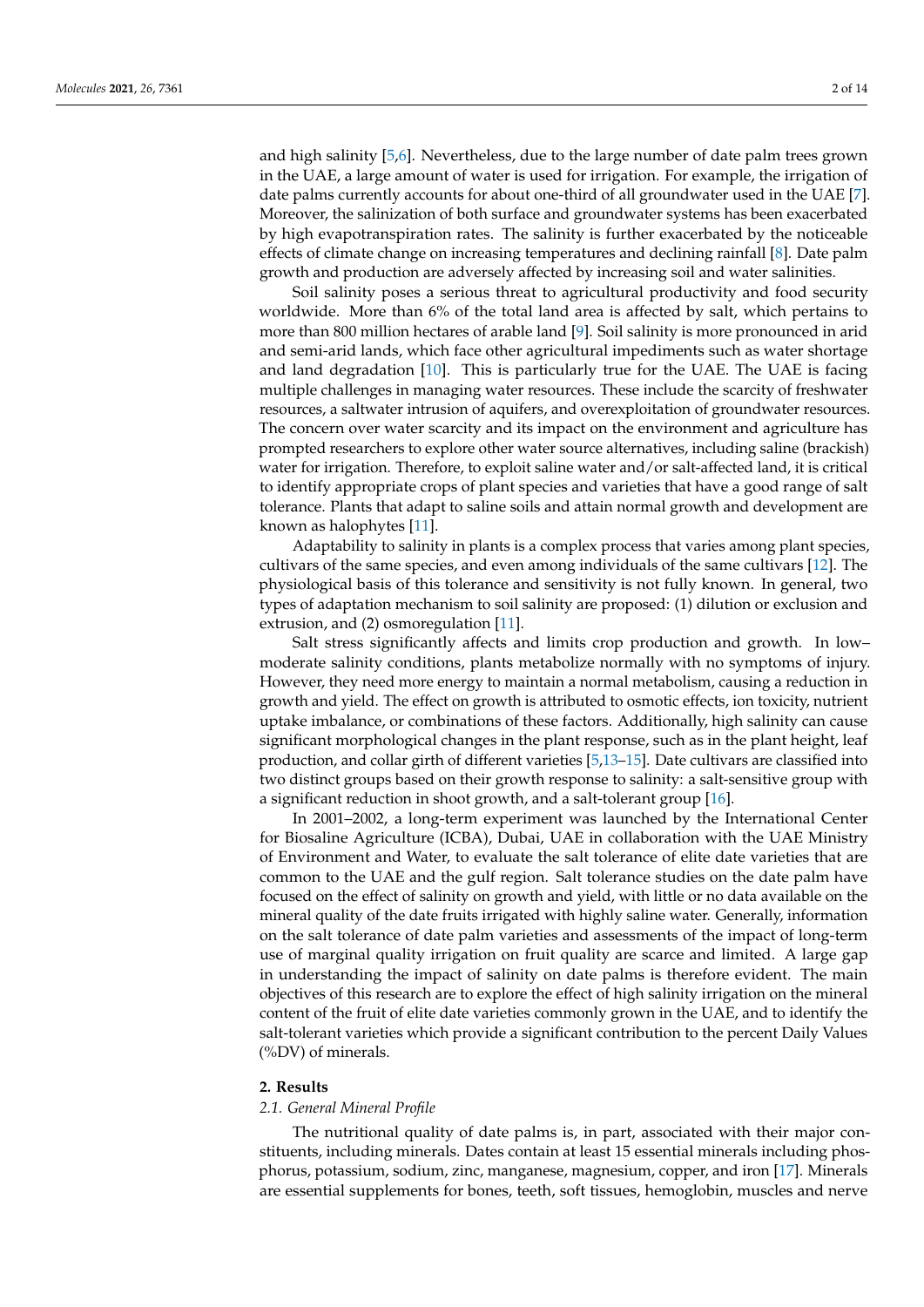and high salinity [5,6]. Nevertheless, due to the large number of date palm trees grown in the UAE, a large amount of water is used for irrigation. For example, the irrigation of date palms currently accounts for about one-third of all groundwater used in the UAE [7]. Moreover, the salinization of both surface and groundwater systems has been exacerbated by high evapotranspiration rates. The salinity is further exacerbated by the noticeable effects of climate change on increasing temperatures and declining rainfall [8]. Date palm growth and production are adversely affected by increasing soil and water salinities.

Soil salinity poses a serious threat to agricultural productivity and food security worldwide. More than 6% of the total land area is affected by salt, which pertains to more than 800 million hectares of arable land [9]. Soil salinity is more pronounced in arid and semi-arid lands, which face other agricultural impediments such as water shortage and land degradation [10]. This is particularly true for the UAE. The UAE is facing multiple challenges in managing water resources. These include the scarcity of freshwater resources, a saltwater intrusion of aquifers, and overexploitation of groundwater resources. The concern over water scarcity and its impact on the environment and agriculture has prompted researchers to explore other water source alternatives, including saline (brackish) water for irrigation. Therefore, to exploit saline water and/or salt-affected land, it is critical to identify appropriate crops of plant species and varieties that have a good range of salt tolerance. Plants that adapt to saline soils and attain normal growth and development are known as halophytes [11].

Adaptability to salinity in plants is a complex process that varies among plant species, cultivars of the same species, and even among individuals of the same cultivars [12]. The physiological basis of this tolerance and sensitivity is not fully known. In general, two types of adaptation mechanism to soil salinity are proposed: (1) dilution or exclusion and extrusion, and (2) osmoregulation [11].

Salt stress significantly affects and limits crop production and growth. In low–moderate salinity conditions, plants metabolize normally with no symptoms of injury. However, they need more energy to maintain a normal metabolism, causing a reduction in growth and yield. The effect on growth is attributed to osmotic effects, ion toxicity, nutrient uptake imbalance, or combinations of these factors. Additionally, high salinity can cause significant morphological changes in the plant response, such as in the plant height, leaf production, and collar girth of different varieties [5,13–15]. Date cultivars are classified into two distinct groups based on their growth response to salinity: a salt-sensitive group with a significant reduction in shoot growth, and a salt-tolerant group [16].

In 2001–2002, a long-term experiment was launched by the International Center for Biosaline Agriculture (ICBA), Dubai, UAE in collaboration with the UAE Ministry of Environment and Water, to evaluate the salt tolerance of elite date varieties that are common to the UAE and the gulf region. Salt tolerance studies on the date palm have focused on the effect of salinity on growth and yield, with little or no data available on the mineral quality of the date fruits irrigated with highly saline water. Generally, information on the salt tolerance of date palm varieties and assessments of the impact of long-term use of marginal quality irrigation on fruit quality are scarce and limited. A large gap in understanding the impact of salinity on date palms is therefore evident. The main objectives of this research are to explore the effect of high salinity irrigation on the mineral content of the fruit of elite date varieties commonly grown in the UAE, and to identify the salt-tolerant varieties which provide a significant contribution to the percent Daily Values (%DV) of minerals.

## 2. Results

### 2.1. General Mineral Profile

The nutritional quality of date palms is, in part, associated with their major constituents, including minerals. Dates contain at least 15 essential minerals including phosphorus, potassium, sodium, zinc, manganese, magnesium, copper, and iron [17]. Minerals are essential supplements for bones, teeth, soft tissues, hemoglobin, muscles and nerve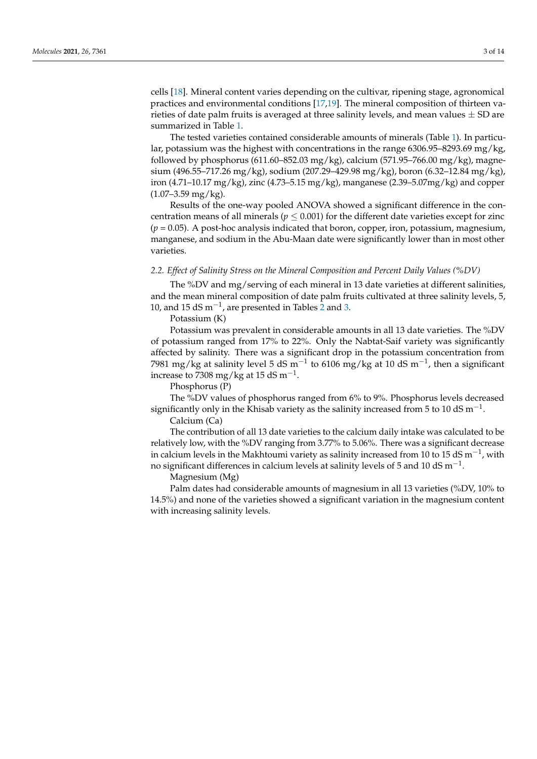cells [18]. Mineral content varies depending on the cultivar, ripening stage, agronomical practices and environmental conditions [17,19]. The mineral composition of thirteen varieties of date palm fruits is averaged at three salinity levels, and mean values ± SD are summarized in Table 1.

The tested varieties contained considerable amounts of minerals (Table 1). In particular, potassium was the highest with concentrations in the range 6306.95–8293.69 mg/kg, followed by phosphorus (611.60–852.03 mg/kg), calcium (571.95–766.00 mg/kg), magnesium (496.55–717.26 mg/kg), sodium (207.29–429.98 mg/kg), boron (6.32–12.84 mg/kg), iron (4.71–10.17 mg/kg), zinc (4.73–5.15 mg/kg), manganese (2.39–5.07mg/kg) and copper (1.07–3.59 mg/kg).

Results of the one-way pooled ANOVA showed a significant difference in the concentration means of all minerals ($p \leq 0.001$) for the different date varieties except for zinc ($p = 0.05$). A post-hoc analysis indicated that boron, copper, iron, potassium, magnesium, manganese, and sodium in the Abu-Maan date were significantly lower than in most other varieties.

### 2.2. *Effect of Salinity Stress on the Mineral Composition and Percent Daily Values (%DV)*

The %DV and mg/serving of each mineral in 13 date varieties at different salinities, and the mean mineral composition of date palm fruits cultivated at three salinity levels, 5, 10, and 15 dS $m^{-1}$, are presented in Tables 2 and 3.

Potassium (K)

Potassium was prevalent in considerable amounts in all 13 date varieties. The %DV of potassium ranged from 17% to 22%. Only the Nabtat-Saif variety was significantly affected by salinity. There was a significant drop in the potassium concentration from 7981 mg/kg at salinity level 5 dS $m^{-1}$ to 6106 mg/kg at 10 dS $m^{-1}$, then a significant increase to 7308 mg/kg at 15 dS $m^{-1}$.

Phosphorus (P)

The %DV values of phosphorus ranged from 6% to 9%. Phosphorus levels decreased significantly only in the Khisab variety as the salinity increased from 5 to 10 dS $m^{-1}$.

Calcium (Ca)

The contribution of all 13 date varieties to the calcium daily intake was calculated to be relatively low, with the %DV ranging from 3.77% to 5.06%. There was a significant decrease in calcium levels in the Makhtoumi variety as salinity increased from 10 to 15 dS $m^{-1}$, with no significant differences in calcium levels at salinity levels of 5 and 10 dS $m^{-1}$.

Magnesium (Mg)

Palm dates had considerable amounts of magnesium in all 13 varieties (%DV, 10% to 14.5%) and none of the varieties showed a significant variation in the magnesium content with increasing salinity levels.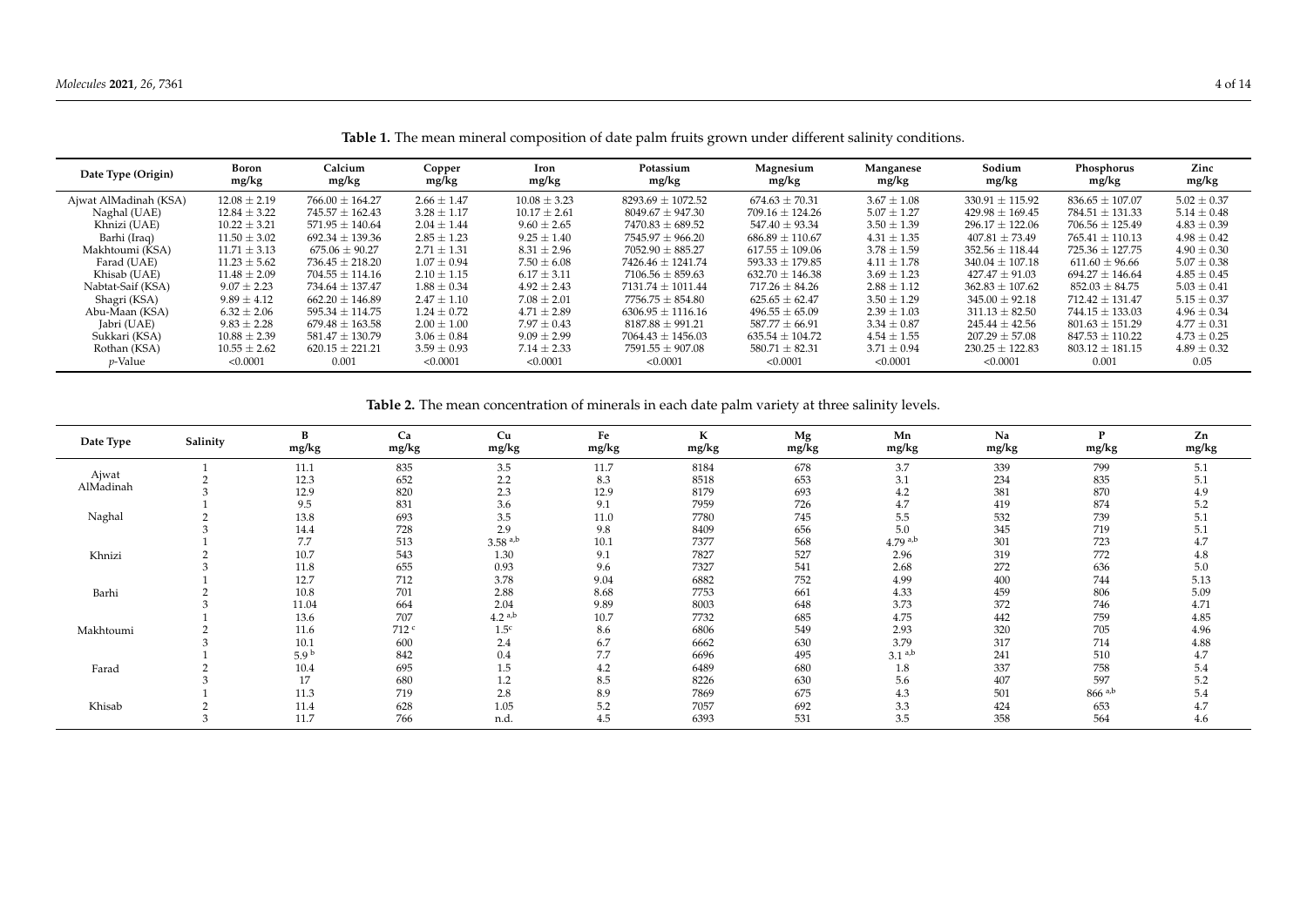**Table 1.** The mean mineral composition of date palm fruits grown under different salinity conditions.

| Date Type (Origin) | Boron mg/kg | Calcium mg/kg | Copper mg/kg | Iron mg/kg | Potassium mg/kg | Magnesium mg/kg | Manganese mg/kg | Sodium mg/kg | Phosphorus mg/kg | Zinc mg/kg |
|---|---|---|---|---|---|---|---|---|---|---|
| Ajwat AlMadinah (KSA) | 12.08 ± 2.19 | 766.00 ± 164.27 | 2.66 ± 1.47 | 10.08 ± 3.23 | 8293.69 ± 1072.52 | 674.63 ± 70.31 | 3.67 ± 1.08 | 330.91 ± 115.92 | 836.65 ± 107.07 | 5.02 ± 0.37 |
| Naghal (UAE) | 12.84 ± 3.22 | 745.57 ± 162.43 | 3.28 ± 1.17 | 10.17 ± 2.61 | 8049.67 ± 947.30 | 709.16 ± 124.26 | 5.07 ± 1.27 | 429.98 ± 169.45 | 784.51 ± 131.33 | 5.14 ± 0.48 |
| Khnizi (UAE) | 10.22 ± 3.21 | 571.95 ± 140.64 | 2.04 ± 1.44 | 9.60 ± 2.65 | 7470.83 ± 689.52 | 547.40 ± 93.34 | 3.50 ± 1.39 | 296.17 ± 122.06 | 706.56 ± 125.49 | 4.83 ± 0.39 |
| Barhi (Iraq) | 11.50 ± 3.02 | 692.34 ± 139.36 | 2.85 ± 1.23 | 9.25 ± 1.40 | 7545.97 ± 966.20 | 686.89 ± 110.67 | 4.31 ± 1.35 | 407.81 ± 73.49 | 765.41 ± 110.13 | 4.98 ± 0.42 |
| Makhtoumi (KSA) | 11.71 ± 3.13 | 675.06 ± 90.27 | 2.71 ± 1.31 | 8.31 ± 2.96 | 7052.90 ± 885.27 | 617.55 ± 109.06 | 3.78 ± 1.59 | 352.56 ± 118.44 | 725.36 ± 127.75 | 4.90 ± 0.30 |
| Farad (UAE) | 11.23 ± 5.62 | 736.45 ± 218.20 | 1.07 ± 0.94 | 7.50 ± 6.08 | 7426.46 ± 1241.74 | 593.33 ± 179.85 | 4.11 ± 1.78 | 340.04 ± 107.18 | 611.60 ± 96.66 | 5.07 ± 0.38 |
| Khisab (UAE) | 11.48 ± 2.09 | 704.55 ± 114.16 | 2.10 ± 1.15 | 6.17 ± 3.11 | 7106.56 ± 859.63 | 632.70 ± 146.38 | 3.69 ± 1.23 | 427.47 ± 91.03 | 694.27 ± 146.64 | 4.85 ± 0.45 |
| Nabtat-Saif (KSA) | 9.07 ± 2.23 | 734.64 ± 137.47 | 1.88 ± 0.34 | 4.92 ± 2.43 | 7131.74 ± 1011.44 | 717.26 ± 84.26 | 2.88 ± 1.12 | 362.83 ± 107.62 | 852.03 ± 84.75 | 5.03 ± 0.41 |
| Shagri (KSA) | 9.89 ± 4.12 | 662.20 ± 146.89 | 2.47 ± 1.10 | 7.08 ± 2.01 | 7756.75 ± 854.80 | 625.65 ± 62.47 | 3.50 ± 1.29 | 345.00 ± 92.18 | 712.42 ± 131.47 | 5.15 ± 0.37 |
| Abu-Maan (KSA) | 6.32 ± 2.06 | 595.34 ± 114.75 | 1.24 ± 0.72 | 4.71 ± 2.89 | 6306.95 ± 1116.16 | 496.55 ± 65.09 | 2.39 ± 1.03 | 311.13 ± 82.50 | 744.15 ± 133.03 | 4.96 ± 0.34 |
| Jabri (UAE) | 9.83 ± 2.28 | 679.48 ± 163.58 | 2.00 ± 1.00 | 7.97 ± 0.43 | 8187.88 ± 991.21 | 587.77 ± 66.91 | 3.34 ± 0.87 | 245.44 ± 42.56 | 801.63 ± 151.29 | 4.77 ± 0.31 |
| Sukkari (KSA) | 10.88 ± 2.39 | 581.47 ± 130.79 | 3.06 ± 0.84 | 9.09 ± 2.99 | 7064.43 ± 1456.03 | 635.54 ± 104.72 | 4.54 ± 1.55 | 207.29 ± 57.08 | 847.53 ± 110.22 | 4.73 ± 0.25 |
| Rothan (KSA) | 10.55 ± 2.62 | 620.15 ± 221.21 | 3.59 ± 0.93 | 7.14 ± 2.33 | 7591.55 ± 907.08 | 580.71 ± 82.31 | 3.71 ± 0.94 | 230.25 ± 122.83 | 803.12 ± 181.15 | 4.89 ± 0.32 |
| *p*-Value | <0.0001 | 0.001 | <0.0001 | <0.0001 | <0.0001 | <0.0001 | <0.0001 | <0.0001 | 0.001 | 0.05 |

**Table 2.** The mean concentration of minerals in each date palm variety at three salinity levels.

| Date Type | Salinity | B mg/kg | Ca mg/kg | Cu mg/kg | Fe mg/kg | K mg/kg | Mg mg/kg | Mn mg/kg | Na mg/kg | P mg/kg | Zn mg/kg |
|---|---|---|---|---|---|---|---|---|---|---|---|
| Ajwat AlMadinah | 1 | 11.1 | 835 | 3.5 | 11.7 | 8184 | 678 | 3.7 | 339 | 799 | 5.1 |
| | 2 | 12.3 | 652 | 2.2 | 8.3 | 8518 | 653 | 3.1 | 234 | 835 | 5.1 |
| | 3 | 12.9 | 820 | 2.3 | 12.9 | 8179 | 693 | 4.2 | 381 | 870 | 4.9 |
| Naghal | 1 | 9.5 | 831 | 3.6 | 9.1 | 7959 | 726 | 4.7 | 419 | 874 | 5.2 |
| | 2 | 13.8 | 693 | 3.5 | 11.0 | 7780 | 745 | 5.5 | 532 | 739 | 5.1 |
| | 3 | 14.4 | 728 | 2.9 | 9.8 | 8409 | 656 | 5.0 | 345 | 719 | 5.1 |
| Khnizi | 1 | 7.7 | 513 | $3.58^{a,b}$ | 10.1 | 7377 | 568 | $4.79^{a,b}$ | 301 | 723 | 4.7 |
| | 2 | 10.7 | 543 | 1.30 | 9.1 | 7827 | 527 | 2.96 | 319 | 772 | 4.8 |
| | 3 | 11.8 | 655 | 0.93 | 9.6 | 7327 | 541 | 2.68 | 272 | 636 | 5.0 |
| Barhi | 1 | 12.7 | 712 | 3.78 | 9.04 | 6882 | 752 | 4.99 | 400 | 744 | 5.13 |
| | 2 | 10.8 | 701 | 2.88 | 8.68 | 7753 | 661 | 4.33 | 459 | 806 | 5.09 |
| | 3 | 11.04 | 664 | 2.04 | 9.89 | 8003 | 648 | 3.73 | 372 | 746 | 4.71 |
| Makhtoumi | 1 | 13.6 | 707 | $4.2^{a,b}$ | 10.7 | 7732 | 685 | 4.75 | 442 | 759 | 4.85 |
| | 2 | 11.6 | $712^{c}$ | $1.5^{c}$ | 8.6 | 6806 | 549 | 2.93 | 320 | 705 | 4.96 |
| | 3 | 10.1 | 600 | 2.4 | 6.7 | 6662 | 630 | 3.79 | 317 | 714 | 4.88 |
| Farad | 1 | $5.9^{b}$ | 842 | 0.4 | 7.7 | 6696 | 495 | $3.1^{a,b}$ | 241 | 510 | 4.7 |
| | 2 | 10.4 | 695 | 1.5 | 4.2 | 6489 | 680 | 1.8 | 337 | 758 | 5.4 |
| | 3 | 17 | 680 | 1.2 | 8.5 | 8226 | 630 | 5.6 | 407 | 597 | 5.2 |
| Khisab | 1 | 11.3 | 719 | 2.8 | 8.9 | 7869 | 675 | 4.3 | 501 | $866^{a,b}$ | 5.4 |
| | 2 | 11.4 | 628 | 1.05 | 5.2 | 7057 | 692 | 3.3 | 424 | 653 | 4.7 |
| | 3 | 11.7 | 766 | n.d. | 4.5 | 6393 | 531 | 3.5 | 358 | 564 | 4.6 |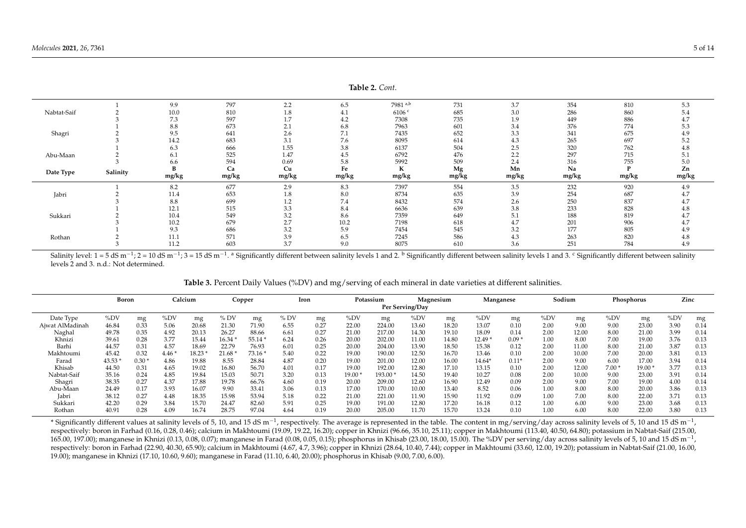**Table 2.** *Cont.*

| Date Type | Salinity | B mg/kg | Ca mg/kg | Cu mg/kg | Fe mg/kg | K mg/kg | Mg mg/kg | Mn mg/kg | Na mg/kg | P mg/kg | Zn mg/kg |
|---|---|---|---|---|---|---|---|---|---|---|---|
| Nabtat-Saif | 1 | 9.9 | 797 | 2.2 | 6.5 | 7981 [a,b] | 731 | 3.7 | 354 | 810 | 5.3 |
| | 2 | 10.0 | 810 | 1.8 | 4.1 | 6106 [c] | 685 | 3.0 | 286 | 860 | 5.4 |
| | 3 | 7.3 | 597 | 1.7 | 4.2 | 7308 | 735 | 1.9 | 449 | 886 | 4.7 |
| Shagri | 1 | 8.8 | 673 | 2.1 | 6.8 | 7963 | 601 | 3.4 | 376 | 774 | 5.3 |
| | 2 | 9.5 | 641 | 2.6 | 7.1 | 7435 | 652 | 3.3 | 341 | 675 | 4.9 |
| | 3 | 14.2 | 683 | 3.1 | 7.6 | 8095 | 614 | 4.3 | 265 | 697 | 5.2 |
| Abu-Maan | 1 | 6.3 | 666 | 1.55 | 3.8 | 6137 | 504 | 2.5 | 320 | 762 | 4.8 |
| | 2 | 6.1 | 525 | 1.47 | 4.5 | 6792 | 476 | 2.2 | 297 | 715 | 5.1 |
| | 3 | 6.6 | 594 | 0.69 | 5.8 | 5992 | 509 | 2.4 | 316 | 755 | 5.0 |
| Jabri | 1 | 8.2 | 677 | 2.9 | 8.3 | 7397 | 554 | 3.5 | 232 | 920 | 4.9 |
| | 2 | 11.4 | 653 | 1.8 | 8.0 | 8734 | 635 | 3.9 | 254 | 687 | 4.7 |
| | 3 | 8.8 | 699 | 1.2 | 7.4 | 8432 | 574 | 2.6 | 250 | 837 | 4.7 |
| Sukkari | 1 | 12.1 | 515 | 3.3 | 8.4 | 6636 | 639 | 3.8 | 233 | 828 | 4.8 |
| | 2 | 10.4 | 549 | 3.2 | 8.6 | 7359 | 649 | 5.1 | 188 | 819 | 4.7 |
| | 3 | 10.2 | 679 | 2.7 | 10.2 | 7198 | 618 | 4.7 | 201 | 906 | 4.7 |
| Rothan | 1 | 9.3 | 686 | 3.2 | 5.9 | 7454 | 545 | 3.2 | 177 | 805 | 4.9 |
| | 2 | 11.1 | 571 | 3.9 | 6.5 | 7245 | 586 | 4.3 | 263 | 820 | 4.8 |
| | 3 | 11.2 | 603 | 3.7 | 9.0 | 8075 | 610 | 3.6 | 251 | 784 | 4.9 |

Salinity level: 1 = 5 dS $m^{-1}$; 2 = 10 dS $m^{-1}$; 3 = 15 dS $m^{-1}$. [a] Significantly different between salinity levels 1 and 2. [b] Significantly different between salinity levels 1 and 3. [c] Significantly different between salinity levels 2 and 3. n.d.: Not determined.

**Table 3.** Percent Daily Values (%DV) and mg/serving of each mineral in date varieties at different salinities.

| | Boron | | Calcium | | Copper | | Iron | | Potassium | | Magnesium | | Manganese | | Sodium | | Phosphorus | | Zinc | |
|---|---|---|---|---|---|---|---|---|---|---|---|---|---|---|---|---|---|---|---|---|
| | Per Serving/Day | | | | | | | | | | | | | | | | | | | |
| Date Type | %DV | mg | %DV | mg | % DV | mg | % DV | mg | %DV | mg | %DV | mg | %DV | mg | %DV | mg | %DV | mg | %DV | mg |
| Ajwat AlMadinah | 46.84 | 0.33 | 5.06 | 20.68 | 21.30 | 71.90 | 6.55 | 0.27 | 22.00 | 224.00 | 13.60 | 18.20 | 13.07 | 0.10 | 2.00 | 9.00 | 9.00 | 23.00 | 3.90 | 0.14 |
| Naghal | 49.78 | 0.35 | 4.92 | 20.13 | 26.27 | 88.66 | 6.61 | 0.27 | 21.00 | 217.00 | 14.30 | 19.10 | 18.09 | 0.14 | 2.00 | 12.00 | 8.00 | 21.00 | 3.99 | 0.14 |
| Khnizi | 39.61 | 0.28 | 3.77 | 15.44 | 16.34 * | 55.14 * | 6.24 | 0.26 | 20.00 | 202.00 | 11.00 | 14.80 | 12.49 * | 0.09 * | 1.00 | 8.00 | 7.00 | 19.00 | 3.76 | 0.13 |
| Barhi | 44.57 | 0.31 | 4.57 | 18.69 | 22.79 | 76.93 | 6.01 | 0.25 | 20.00 | 204.00 | 13.90 | 18.50 | 15.38 | 0.12 | 2.00 | 11.00 | 8.00 | 21.00 | 3.87 | 0.13 |
| Makhtoumi | 45.42 | 0.32 | 4.46 * | 18.23 * | 21.68 * | 73.16 * | 5.40 | 0.22 | 19.00 | 190.00 | 12.50 | 16.70 | 13.46 | 0.10 | 2.00 | 10.00 | 7.00 | 20.00 | 3.81 | 0.13 |
| Farad | 43.53 * | 0.30 * | 4.86 | 19.88 | 8.55 | 28.84 | 4.87 | 0.20 | 19.00 | 201.00 | 12.00 | 16.00 | 14.64* | 0.11* | 2.00 | 9.00 | 6.00 | 17.00 | 3.94 | 0.14 |
| Khisab | 44.50 | 0.31 | 4.65 | 19.02 | 16.80 | 56.70 | 4.01 | 0.17 | 19.00 | 192.00 | 12.80 | 17.10 | 13.15 | 0.10 | 2.00 | 12.00 | 7.00 * | 19.00 * | 3.77 | 0.13 |
| Nabtat-Saif | 35.16 | 0.24 | 4.85 | 19.84 | 15.03 | 50.71 | 3.20 | 0.13 | 19.00 * | 193.00 * | 14.50 | 19.40 | 10.27 | 0.08 | 2.00 | 10.00 | 9.00 | 23.00 | 3.91 | 0.14 |
| Shagri | 38.35 | 0.27 | 4.37 | 17.88 | 19.78 | 66.76 | 4.60 | 0.19 | 20.00 | 209.00 | 12.60 | 16.90 | 12.49 | 0.09 | 2.00 | 9.00 | 7.00 | 19.00 | 4.00 | 0.14 |
| Abu-Maan | 24.49 | 0.17 | 3.93 | 16.07 | 9.90 | 33.41 | 3.06 | 0.13 | 17.00 | 170.00 | 10.00 | 13.40 | 8.52 | 0.06 | 1.00 | 8.00 | 8.00 | 20.00 | 3.86 | 0.13 |
| Jabri | 38.12 | 0.27 | 4.48 | 18.35 | 15.98 | 53.94 | 5.18 | 0.22 | 21.00 | 221.00 | 11.90 | 15.90 | 11.92 | 0.09 | 1.00 | 7.00 | 8.00 | 22.00 | 3.71 | 0.13 |
| Sukkari | 42.20 | 0.29 | 3.84 | 15.70 | 24.47 | 82.60 | 5.91 | 0.25 | 19.00 | 191.00 | 12.80 | 17.20 | 16.18 | 0.12 | 1.00 | 6.00 | 9.00 | 23.00 | 3.68 | 0.13 |
| Rothan | 40.91 | 0.28 | 4.09 | 16.74 | 28.75 | 97.04 | 4.64 | 0.19 | 20.00 | 205.00 | 11.70 | 15.70 | 13.24 | 0.10 | 1.00 | 6.00 | 8.00 | 22.00 | 3.80 | 0.13 |

* Significantly different values at salinity levels of 5, 10, and 15 dS $m^{-1}$, respectively. The average is represented in the table. The content in mg/serving/day across salinity levels of 5, 10 and 15 dS $m^{-1}$, respectively: boron in Farhad (0.16, 0.28, 0.46); calcium in Makhtoumi (19.09, 19.22, 16.20); copper in Khnizi (96.66, 35.10, 25.11); copper in Makhtoumi (113.40, 40.50, 64.80); potassium in Nabtat-Saif (215.00, 165.00, 197.00); manganese in Khnizi (0.13, 0.08, 0.07); manganese in Farad (0.08, 0.05, 0.15); phosphorus in Khisab (23.00, 18.00, 15.00). The %DV per serving/day across salinity levels of 5, 10 and 15 dS $m^{-1}$, respectively: boron in Farhad (22.90, 40.30, 65.90); calcium in Makhtoumi (4.67, 4.7, 3.96); copper in Khnizi (28.64, 10.40, 7.44); copper in Makhtoumi (33.60, 12.00, 19.20); potassium in Nabtat-Saif (21.00, 16.00, 19.00); manganese in Khnizi (17.10, 10.60, 9.60); manganese in Farad (11.10, 6.40, 20.00); phosphorus in Khisab (9.00, 7.00, 6.00).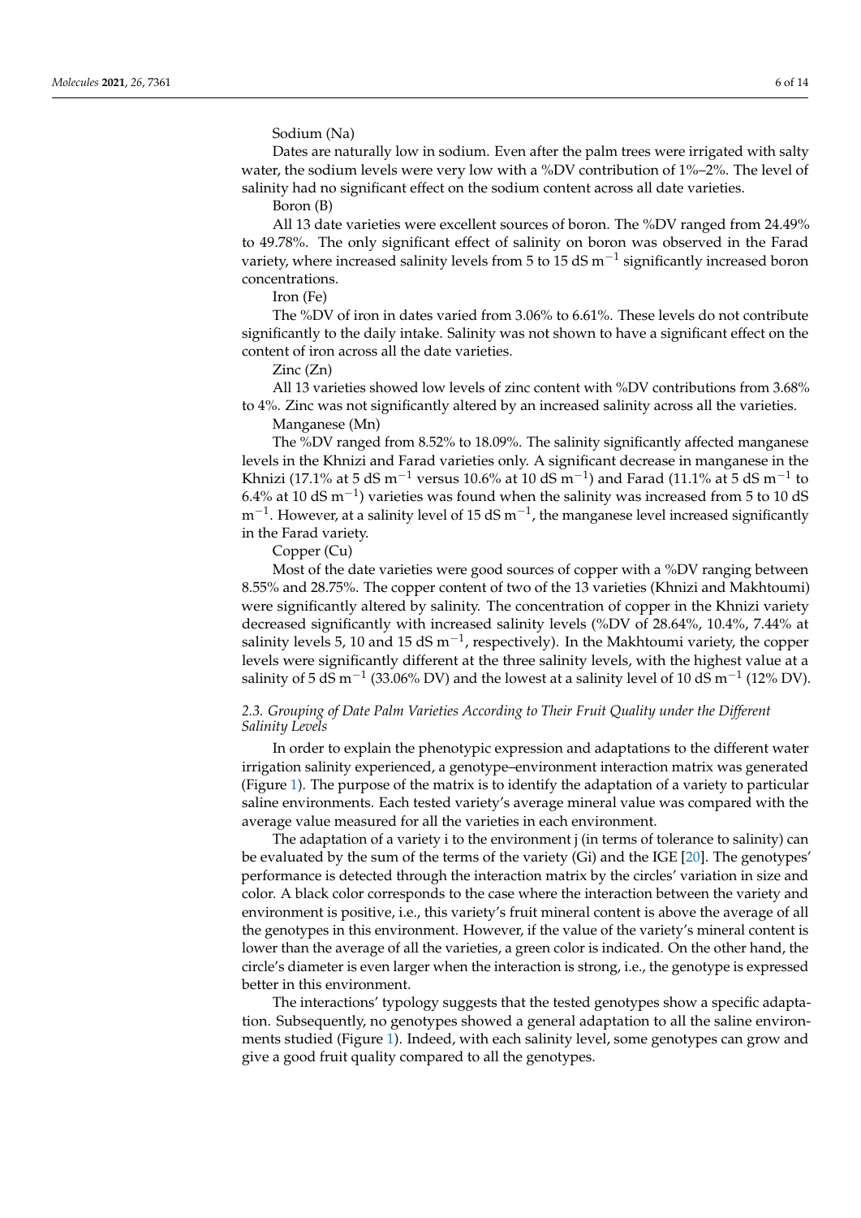Sodium (Na)

Dates are naturally low in sodium. Even after the palm trees were irrigated with salty water, the sodium levels were very low with a %DV contribution of 1%–2%. The level of salinity had no significant effect on the sodium content across all date varieties.

Boron (B)

All 13 date varieties were excellent sources of boron. The %DV ranged from 24.49% to 49.78%. The only significant effect of salinity on boron was observed in the Farad variety, where increased salinity levels from 5 to 15 dS $m^{-1}$ significantly increased boron concentrations.

Iron (Fe)

The %DV of iron in dates varied from 3.06% to 6.61%. These levels do not contribute significantly to the daily intake. Salinity was not shown to have a significant effect on the content of iron across all the date varieties.

Zinc (Zn)

All 13 varieties showed low levels of zinc content with %DV contributions from 3.68% to 4%. Zinc was not significantly altered by an increased salinity across all the varieties.

Manganese (Mn)

The %DV ranged from 8.52% to 18.09%. The salinity significantly affected manganese levels in the Khnizi and Farad varieties only. A significant decrease in manganese in the Khnizi (17.1% at 5 dS $m^{-1}$ versus 10.6% at 10 dS $m^{-1}$) and Farad (11.1% at 5 dS $m^{-1}$ to 6.4% at 10 dS $m^{-1}$) varieties was found when the salinity was increased from 5 to 10 dS $m^{-1}$. However, at a salinity level of 15 dS $m^{-1}$, the manganese level increased significantly in the Farad variety.

Copper (Cu)

Most of the date varieties were good sources of copper with a %DV ranging between 8.55% and 28.75%. The copper content of two of the 13 varieties (Khnizi and Makhtoumi) were significantly altered by salinity. The concentration of copper in the Khnizi variety decreased significantly with increased salinity levels (%DV of 28.64%, 10.4%, 7.44% at salinity levels 5, 10 and 15 dS $m^{-1}$, respectively). In the Makhtoumi variety, the copper levels were significantly different at the three salinity levels, with the highest value at a salinity of 5 dS $m^{-1}$ (33.06% DV) and the lowest at a salinity level of 10 dS $m^{-1}$ (12% DV).

### *2.3. Grouping of Date Palm Varieties According to Their Fruit Quality under the Different Salinity Levels*

In order to explain the phenotypic expression and adaptations to the different water irrigation salinity experienced, a genotype–environment interaction matrix was generated (Figure 1). The purpose of the matrix is to identify the adaptation of a variety to particular saline environments. Each tested variety's average mineral value was compared with the average value measured for all the varieties in each environment.

The adaptation of a variety i to the environment j (in terms of tolerance to salinity) can be evaluated by the sum of the terms of the variety (Gi) and the IGE [20]. The genotypes' performance is detected through the interaction matrix by the circles' variation in size and color. A black color corresponds to the case where the interaction between the variety and environment is positive, i.e., this variety's fruit mineral content is above the average of all the genotypes in this environment. However, if the value of the variety's mineral content is lower than the average of all the varieties, a green color is indicated. On the other hand, the circle's diameter is even larger when the interaction is strong, i.e., the genotype is expressed better in this environment.

The interactions' typology suggests that the tested genotypes show a specific adaptation. Subsequently, no genotypes showed a general adaptation to all the saline environments studied (Figure 1). Indeed, with each salinity level, some genotypes can grow and give a good fruit quality compared to all the genotypes.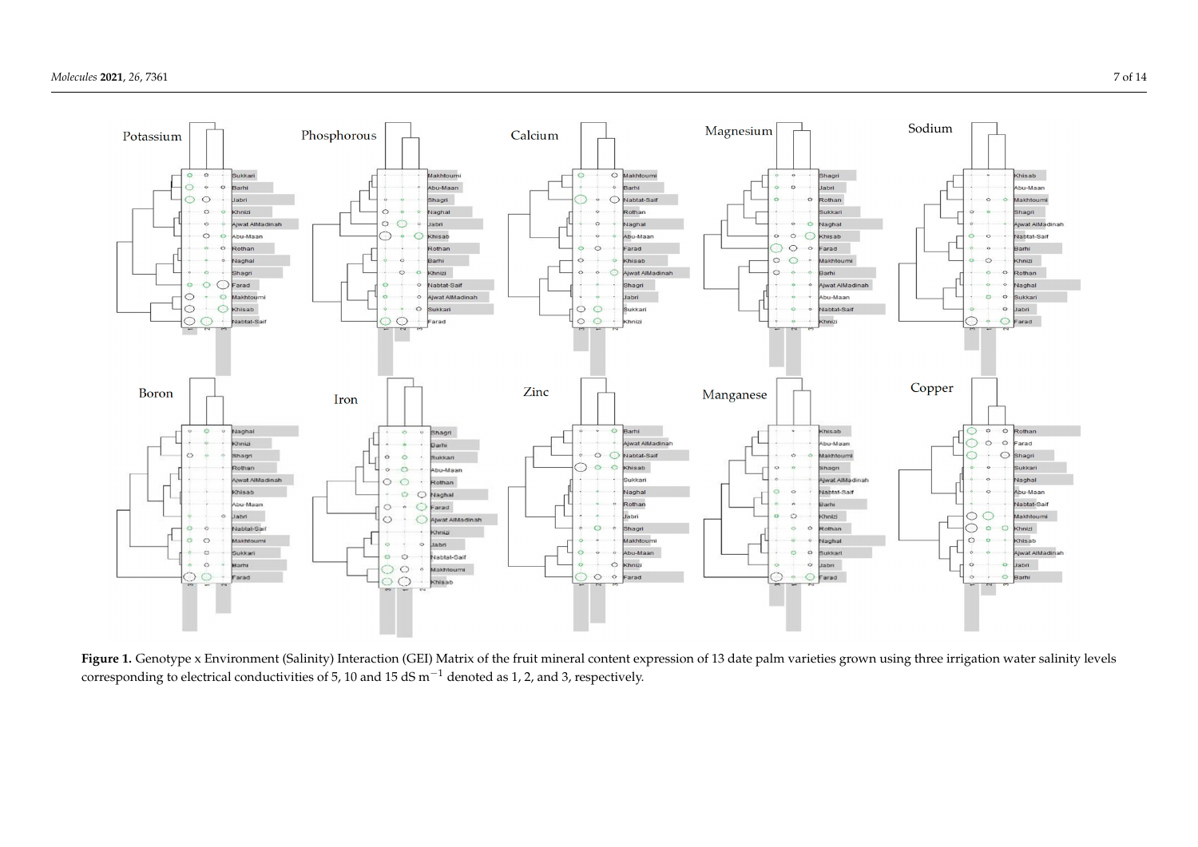**Figure 1.** Genotype x Environment (Salinity) Interaction (GEI) Matrix of the fruit mineral content expression of 13 date palm varieties grown using three irrigation water salinity levels corresponding to electrical conductivities of 5, 10 and 15 dS m$^{-1}$ denoted as 1, 2, and 3, respectively.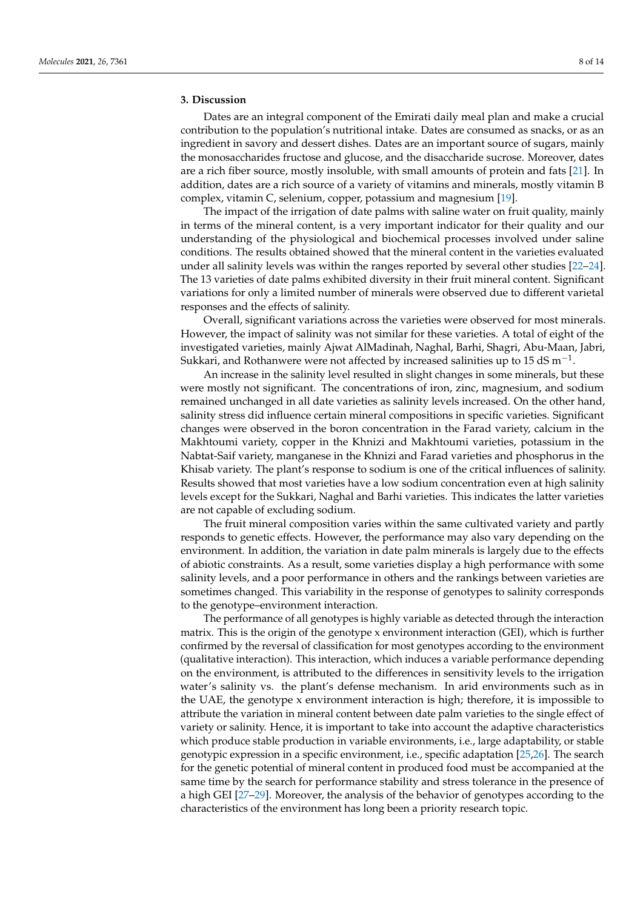## 3. Discussion

Dates are an integral component of the Emirati daily meal plan and make a crucial contribution to the population's nutritional intake. Dates are consumed as snacks, or as an ingredient in savory and dessert dishes. Dates are an important source of sugars, mainly the monosaccharides fructose and glucose, and the disaccharide sucrose. Moreover, dates are a rich fiber source, mostly insoluble, with small amounts of protein and fats [21]. In addition, dates are a rich source of a variety of vitamins and minerals, mostly vitamin B complex, vitamin C, selenium, copper, potassium and magnesium [19].

The impact of the irrigation of date palms with saline water on fruit quality, mainly in terms of the mineral content, is a very important indicator for their quality and our understanding of the physiological and biochemical processes involved under saline conditions. The results obtained showed that the mineral content in the varieties evaluated under all salinity levels was within the ranges reported by several other studies [22–24]. The 13 varieties of date palms exhibited diversity in their fruit mineral content. Significant variations for only a limited number of minerals were observed due to different varietal responses and the effects of salinity.

Overall, significant variations across the varieties were observed for most minerals. However, the impact of salinity was not similar for these varieties. A total of eight of the investigated varieties, mainly Ajwat AlMadinah, Naghal, Barhi, Shagri, Abu-Maan, Jabri, Sukkari, and Rothanwere were not affected by increased salinities up to 15 dS $m^{-1}$.

An increase in the salinity level resulted in slight changes in some minerals, but these were mostly not significant. The concentrations of iron, zinc, magnesium, and sodium remained unchanged in all date varieties as salinity levels increased. On the other hand, salinity stress did influence certain mineral compositions in specific varieties. Significant changes were observed in the boron concentration in the Farad variety, calcium in the Makhtoumi variety, copper in the Khnizi and Makhtoumi varieties, potassium in the Nabtat-Saif variety, manganese in the Khnizi and Farad varieties and phosphorus in the Khisab variety. The plant's response to sodium is one of the critical influences of salinity. Results showed that most varieties have a low sodium concentration even at high salinity levels except for the Sukkari, Naghal and Barhi varieties. This indicates the latter varieties are not capable of excluding sodium.

The fruit mineral composition varies within the same cultivated variety and partly responds to genetic effects. However, the performance may also vary depending on the environment. In addition, the variation in date palm minerals is largely due to the effects of abiotic constraints. As a result, some varieties display a high performance with some salinity levels, and a poor performance in others and the rankings between varieties are sometimes changed. This variability in the response of genotypes to salinity corresponds to the genotype–environment interaction.

The performance of all genotypes is highly variable as detected through the interaction matrix. This is the origin of the genotype x environment interaction (GEI), which is further confirmed by the reversal of classification for most genotypes according to the environment (qualitative interaction). This interaction, which induces a variable performance depending on the environment, is attributed to the differences in sensitivity levels to the irrigation water's salinity vs. the plant's defense mechanism. In arid environments such as in the UAE, the genotype x environment interaction is high; therefore, it is impossible to attribute the variation in mineral content between date palm varieties to the single effect of variety or salinity. Hence, it is important to take into account the adaptive characteristics which produce stable production in variable environments, i.e., large adaptability, or stable genotypic expression in a specific environment, i.e., specific adaptation [25,26]. The search for the genetic potential of mineral content in produced food must be accompanied at the same time by the search for performance stability and stress tolerance in the presence of a high GEI [27–29]. Moreover, the analysis of the behavior of genotypes according to the characteristics of the environment has long been a priority research topic.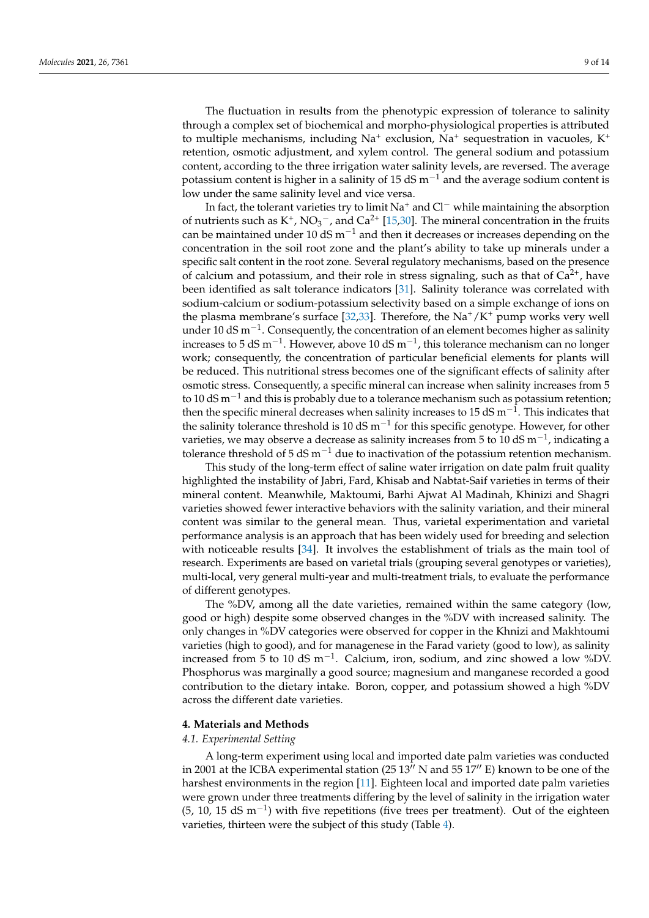The fluctuation in results from the phenotypic expression of tolerance to salinity through a complex set of biochemical and morpho-physiological properties is attributed to multiple mechanisms, including $Na^+$ exclusion, $Na^+$ sequestration in vacuoles, $K^+$ retention, osmotic adjustment, and xylem control. The general sodium and potassium content, according to the three irrigation water salinity levels, are reversed. The average potassium content is higher in a salinity of 15 dS $m^{-1}$ and the average sodium content is low under the same salinity level and vice versa.

In fact, the tolerant varieties try to limit $Na^+$ and $Cl^-$ while maintaining the absorption of nutrients such as $K^+$, $NO_3^-$, and $Ca^{2+}$ [15,30]. The mineral concentration in the fruits can be maintained under 10 dS $m^{-1}$ and then it decreases or increases depending on the concentration in the soil root zone and the plant's ability to take up minerals under a specific salt content in the root zone. Several regulatory mechanisms, based on the presence of calcium and potassium, and their role in stress signaling, such as that of $Ca^{2+}$, have been identified as salt tolerance indicators [31]. Salinity tolerance was correlated with sodium-calcium or sodium-potassium selectivity based on a simple exchange of ions on the plasma membrane's surface [32,33]. Therefore, the $Na^+/K^+$ pump works very well under 10 dS $m^{-1}$. Consequently, the concentration of an element becomes higher as salinity increases to 5 dS $m^{-1}$. However, above 10 dS $m^{-1}$, this tolerance mechanism can no longer work; consequently, the concentration of particular beneficial elements for plants will be reduced. This nutritional stress becomes one of the significant effects of salinity after osmotic stress. Consequently, a specific mineral can increase when salinity increases from 5 to 10 dS $m^{-1}$ and this is probably due to a tolerance mechanism such as potassium retention; then the specific mineral decreases when salinity increases to 15 dS $m^{-1}$. This indicates that the salinity tolerance threshold is 10 dS $m^{-1}$ for this specific genotype. However, for other varieties, we may observe a decrease as salinity increases from 5 to 10 dS $m^{-1}$, indicating a tolerance threshold of 5 dS $m^{-1}$ due to inactivation of the potassium retention mechanism.

This study of the long-term effect of saline water irrigation on date palm fruit quality highlighted the instability of Jabri, Fard, Khisab and Nabtat-Saif varieties in terms of their mineral content. Meanwhile, Maktoumi, Barhi Ajwat Al Madinah, Khinizi and Shagri varieties showed fewer interactive behaviors with the salinity variation, and their mineral content was similar to the general mean. Thus, varietal experimentation and varietal performance analysis is an approach that has been widely used for breeding and selection with noticeable results [34]. It involves the establishment of trials as the main tool of research. Experiments are based on varietal trials (grouping several genotypes or varieties), multi-local, very general multi-year and multi-treatment trials, to evaluate the performance of different genotypes.

The %DV, among all the date varieties, remained within the same category (low, good or high) despite some observed changes in the %DV with increased salinity. The only changes in %DV categories were observed for copper in the Khnizi and Makhtoumi varieties (high to good), and for managenese in the Farad variety (good to low), as salinity increased from 5 to 10 dS $m^{-1}$. Calcium, iron, sodium, and zinc showed a low %DV. Phosphorus was marginally a good source; magnesium and manganese recorded a good contribution to the dietary intake. Boron, copper, and potassium showed a high %DV across the different date varieties.

## 4. Materials and Methods

### 4.1. Experimental Setting

A long-term experiment using local and imported date palm varieties was conducted in 2001 at the ICBA experimental station (25 13″ N and 55 17″ E) known to be one of the harshest environments in the region [11]. Eighteen local and imported date palm varieties were grown under three treatments differing by the level of salinity in the irrigation water (5, 10, 15 dS $m^{-1}$) with five repetitions (five trees per treatment). Out of the eighteen varieties, thirteen were the subject of this study (Table 4).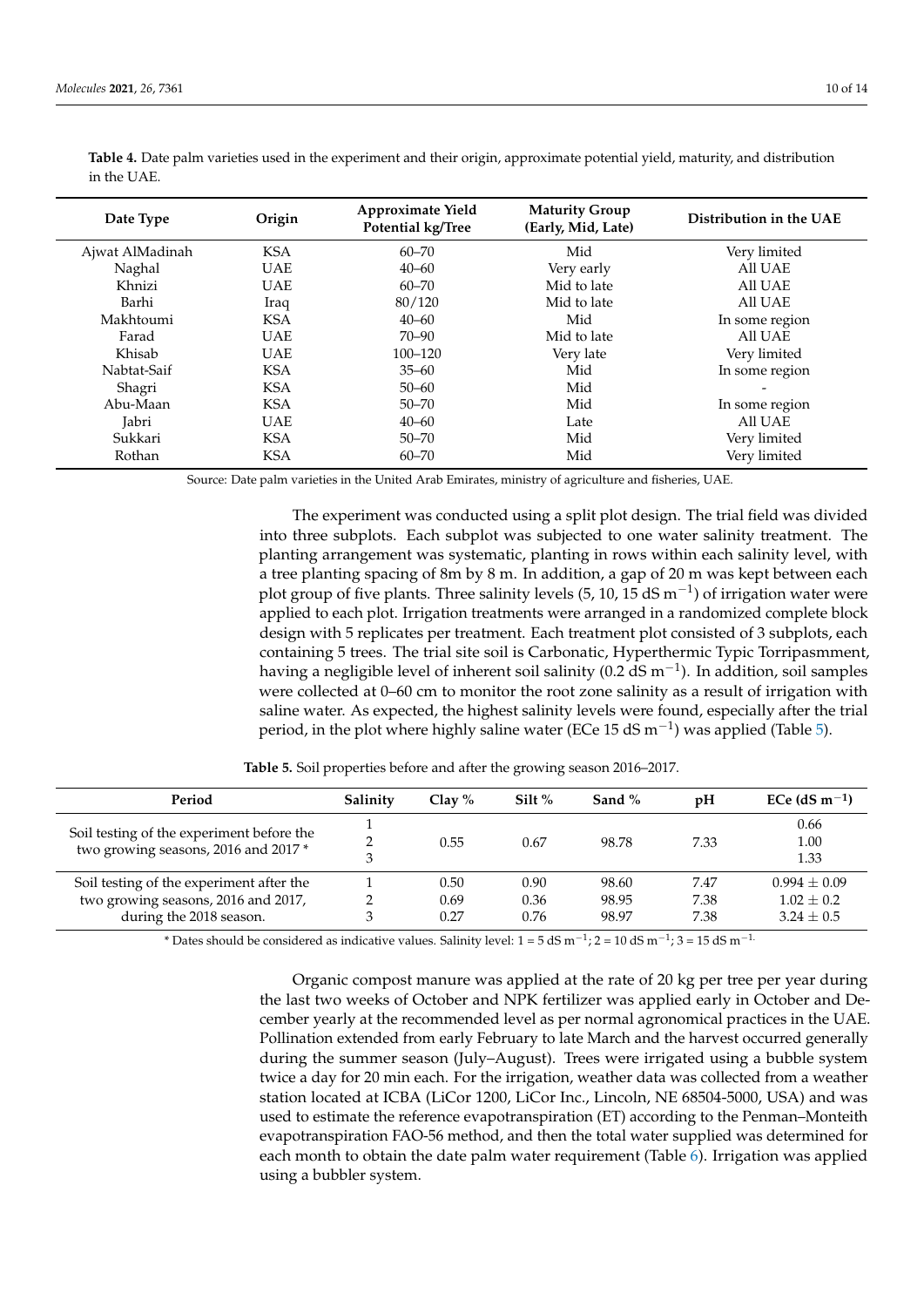**Table 4.** Date palm varieties used in the experiment and their origin, approximate potential yield, maturity, and distribution in the UAE.

| Date Type | Origin | Approximate Yield Potential kg/Tree | Maturity Group (Early, Mid, Late) | Distribution in the UAE |
|---|---|---|---|---|
| Ajwat AlMadinah | KSA | 60–70 | Mid | Very limited |
| Naghal | UAE | 40–60 | Very early | All UAE |
| Khnizi | UAE | 60–70 | Mid to late | All UAE |
| Barhi | Iraq | 80/120 | Mid to late | All UAE |
| Makhtoumi | KSA | 40–60 | Mid | In some region |
| Farad | UAE | 70–90 | Mid to late | All UAE |
| Khisab | UAE | 100–120 | Very late | Very limited |
| Nabtat-Saif | KSA | 35–60 | Mid | In some region |
| Shagri | KSA | 50–60 | Mid | - |
| Abu-Maan | KSA | 50–70 | Mid | In some region |
| Jabri | UAE | 40–60 | Late | All UAE |
| Sukkari | KSA | 50–70 | Mid | Very limited |
| Rothan | KSA | 60–70 | Mid | Very limited |

Source: Date palm varieties in the United Arab Emirates, ministry of agriculture and fisheries, UAE.

The experiment was conducted using a split plot design. The trial field was divided into three subplots. Each subplot was subjected to one water salinity treatment. The planting arrangement was systematic, planting in rows within each salinity level, with a tree planting spacing of 8m by 8 m. In addition, a gap of 20 m was kept between each plot group of five plants. Three salinity levels (5, 10, 15 dS $m^{-1}$) of irrigation water were applied to each plot. Irrigation treatments were arranged in a randomized complete block design with 5 replicates per treatment. Each treatment plot consisted of 3 subplots, each containing 5 trees. The trial site soil is Carbonatic, Hyperthermic Typic Torripasmment, having a negligible level of inherent soil salinity (0.2 dS $m^{-1}$). In addition, soil samples were collected at 0–60 cm to monitor the root zone salinity as a result of irrigation with saline water. As expected, the highest salinity levels were found, especially after the trial period, in the plot where highly saline water (ECe 15 dS $m^{-1}$) was applied (Table 5).

**Table 5.** Soil properties before and after the growing season 2016–2017.

| Period | Salinity | Clay % | Silt % | Sand % | pH | ECe (dS $m^{-1}$) |
|---|---|---|---|---|---|---|
| Soil testing of the experiment before the two growing seasons, 2016 and 2017 * | 1 | 0.55 | 0.67 | 98.78 | 7.33 | 0.66 |
| | 2 | | | | | 1.00 |
| | 3 | | | | | 1.33 |
| Soil testing of the experiment after the two growing seasons, 2016 and 2017, during the 2018 season. | 1 | 0.50 | 0.90 | 98.60 | 7.47 | $0.994 \pm 0.09$ |
| | 2 | 0.69 | 0.36 | 98.95 | 7.38 | $1.02 \pm 0.2$ |
| | 3 | 0.27 | 0.76 | 98.97 | 7.38 | $3.24 \pm 0.5$ |

\* Dates should be considered as indicative values. Salinity level: 1 = 5 dS $m^{-1}$; 2 = 10 dS $m^{-1}$; 3 = 15 dS $m^{-1}$.

Organic compost manure was applied at the rate of 20 kg per tree per year during the last two weeks of October and NPK fertilizer was applied early in October and December yearly at the recommended level as per normal agronomical practices in the UAE. Pollination extended from early February to late March and the harvest occurred generally during the summer season (July–August). Trees were irrigated using a bubble system twice a day for 20 min each. For the irrigation, weather data was collected from a weather station located at ICBA (LiCor 1200, LiCor Inc., Lincoln, NE 68504-5000, USA) and was used to estimate the reference evapotranspiration (ET) according to the Penman–Monteith evapotranspiration FAO-56 method, and then the total water supplied was determined for each month to obtain the date palm water requirement (Table 6). Irrigation was applied using a bubbler system.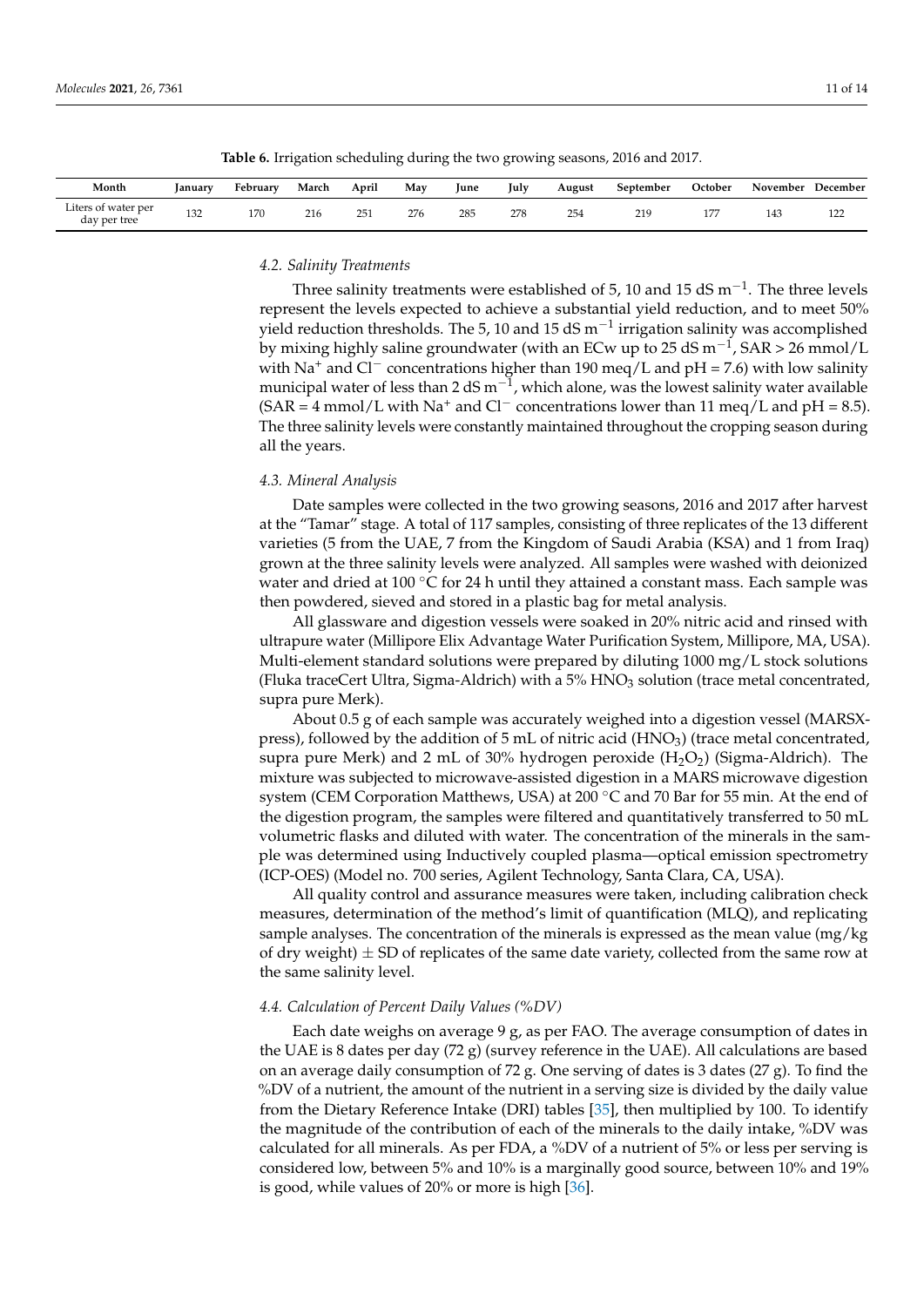**Table 6.** Irrigation scheduling during the two growing seasons, 2016 and 2017.

| Month | January | February | March | April | May | June | July | August | September | October | November | December |
|---|---|---|---|---|---|---|---|---|---|---|---|---|
| Liters of water per day per tree | 132 | 170 | 216 | 251 | 276 | 285 | 278 | 254 | 219 | 177 | 143 | 122 |

### 4.2. Salinity Treatments

Three salinity treatments were established of 5, 10 and 15 dS $m^{-1}$. The three levels represent the levels expected to achieve a substantial yield reduction, and to meet 50% yield reduction thresholds. The 5, 10 and 15 dS $m^{-1}$ irrigation salinity was accomplished by mixing highly saline groundwater (with an ECw up to 25 dS $m^{-1}$, SAR > 26 mmol/L with $Na^+$ and $Cl^-$ concentrations higher than 190 meq/L and pH = 7.6) with low salinity municipal water of less than 2 dS $m^{-1}$, which alone, was the lowest salinity water available (SAR = 4 mmol/L with $Na^+$ and $Cl^-$ concentrations lower than 11 meq/L and pH = 8.5). The three salinity levels were constantly maintained throughout the cropping season during all the years.

### 4.3. Mineral Analysis

Date samples were collected in the two growing seasons, 2016 and 2017 after harvest at the "Tamar" stage. A total of 117 samples, consisting of three replicates of the 13 different varieties (5 from the UAE, 7 from the Kingdom of Saudi Arabia (KSA) and 1 from Iraq) grown at the three salinity levels were analyzed. All samples were washed with deionized water and dried at 100 °C for 24 h until they attained a constant mass. Each sample was then powdered, sieved and stored in a plastic bag for metal analysis.

All glassware and digestion vessels were soaked in 20% nitric acid and rinsed with ultrapure water (Millipore Elix Advantage Water Purification System, Millipore, MA, USA). Multi-element standard solutions were prepared by diluting 1000 mg/L stock solutions (Fluka traceCert Ultra, Sigma-Aldrich) with a 5% $HNO_3$ solution (trace metal concentrated, supra pure Merk).

About 0.5 g of each sample was accurately weighed into a digestion vessel (MARSX-press), followed by the addition of 5 mL of nitric acid ($HNO_3$) (trace metal concentrated, supra pure Merk) and 2 mL of 30% hydrogen peroxide ($H_2O_2$) (Sigma-Aldrich). The mixture was subjected to microwave-assisted digestion in a MARS microwave digestion system (CEM Corporation Matthews, USA) at 200 °C and 70 Bar for 55 min. At the end of the digestion program, the samples were filtered and quantitatively transferred to 50 mL volumetric flasks and diluted with water. The concentration of the minerals in the sample was determined using Inductively coupled plasma—optical emission spectrometry (ICP-OES) (Model no. 700 series, Agilent Technology, Santa Clara, CA, USA).

All quality control and assurance measures were taken, including calibration check measures, determination of the method's limit of quantification (MLQ), and replicating sample analyses. The concentration of the minerals is expressed as the mean value (mg/kg of dry weight) ± SD of replicates of the same date variety, collected from the same row at the same salinity level.

### 4.4. Calculation of Percent Daily Values (%DV)

Each date weighs on average 9 g, as per FAO. The average consumption of dates in the UAE is 8 dates per day (72 g) (survey reference in the UAE). All calculations are based on an average daily consumption of 72 g. One serving of dates is 3 dates (27 g). To find the %DV of a nutrient, the amount of the nutrient in a serving size is divided by the daily value from the Dietary Reference Intake (DRI) tables [35], then multiplied by 100. To identify the magnitude of the contribution of each of the minerals to the daily intake, %DV was calculated for all minerals. As per FDA, a %DV of a nutrient of 5% or less per serving is considered low, between 5% and 10% is a marginally good source, between 10% and 19% is good, while values of 20% or more is high [36].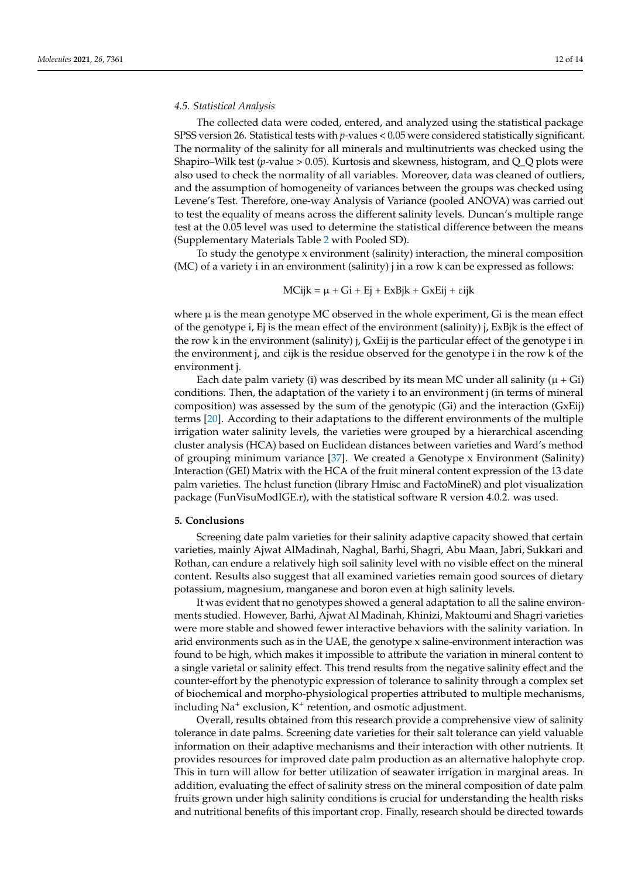### *4.5. Statistical Analysis*

The collected data were coded, entered, and analyzed using the statistical package SPSS version 26. Statistical tests with *p*-values < 0.05 were considered statistically significant. The normality of the salinity for all minerals and multinutrients was checked using the Shapiro–Wilk test (*p*-value > 0.05). Kurtosis and skewness, histogram, and Q_Q plots were also used to check the normality of all variables. Moreover, data was cleaned of outliers, and the assumption of homogeneity of variances between the groups was checked using Levene's Test. Therefore, one-way Analysis of Variance (pooled ANOVA) was carried out to test the equality of means across the different salinity levels. Duncan's multiple range test at the 0.05 level was used to determine the statistical difference between the means (Supplementary Materials Table 2 with Pooled SD).

To study the genotype x environment (salinity) interaction, the mineral composition (MC) of a variety i in an environment (salinity) j in a row k can be expressed as follows:

$$MCijk = \mu + Gi + Ej + ExBjk + GxEij + \varepsilon ijk$$

where $\mu$ is the mean genotype MC observed in the whole experiment, Gi is the mean effect of the genotype i, Ej is the mean effect of the environment (salinity) j, ExBjk is the effect of the row k in the environment (salinity) j, GxEij is the particular effect of the genotype i in the environment j, and $\varepsilon$ijk is the residue observed for the genotype i in the row k of the environment j.

Each date palm variety (i) was described by its mean MC under all salinity ($\mu$ + Gi) conditions. Then, the adaptation of the variety i to an environment j (in terms of mineral composition) was assessed by the sum of the genotypic (Gi) and the interaction (GxEij) terms [20]. According to their adaptations to the different environments of the multiple irrigation water salinity levels, the varieties were grouped by a hierarchical ascending cluster analysis (HCA) based on Euclidean distances between varieties and Ward's method of grouping minimum variance [37]. We created a Genotype x Environment (Salinity) Interaction (GEI) Matrix with the HCA of the fruit mineral content expression of the 13 date palm varieties. The hclust function (library Hmisc and FactoMineR) and plot visualization package (FunVisuModIGE.r), with the statistical software R version 4.0.2. was used.

## 5. Conclusions

Screening date palm varieties for their salinity adaptive capacity showed that certain varieties, mainly Ajwat AlMadinah, Naghal, Barhi, Shagri, Abu Maan, Jabri, Sukkari and Rothan, can endure a relatively high soil salinity level with no visible effect on the mineral content. Results also suggest that all examined varieties remain good sources of dietary potassium, magnesium, manganese and boron even at high salinity levels.

It was evident that no genotypes showed a general adaptation to all the saline environments studied. However, Barhi, Ajwat Al Madinah, Khinizi, Maktoumi and Shagri varieties were more stable and showed fewer interactive behaviors with the salinity variation. In arid environments such as in the UAE, the genotype x saline-environment interaction was found to be high, which makes it impossible to attribute the variation in mineral content to a single varietal or salinity effect. This trend results from the negative salinity effect and the counter-effort by the phenotypic expression of tolerance to salinity through a complex set of biochemical and morpho-physiological properties attributed to multiple mechanisms, including $Na^+$ exclusion, $K^+$ retention, and osmotic adjustment.

Overall, results obtained from this research provide a comprehensive view of salinity tolerance in date palms. Screening date varieties for their salt tolerance can yield valuable information on their adaptive mechanisms and their interaction with other nutrients. It provides resources for improved date palm production as an alternative halophyte crop. This in turn will allow for better utilization of seawater irrigation in marginal areas. In addition, evaluating the effect of salinity stress on the mineral composition of date palm fruits grown under high salinity conditions is crucial for understanding the health risks and nutritional benefits of this important crop. Finally, research should be directed towards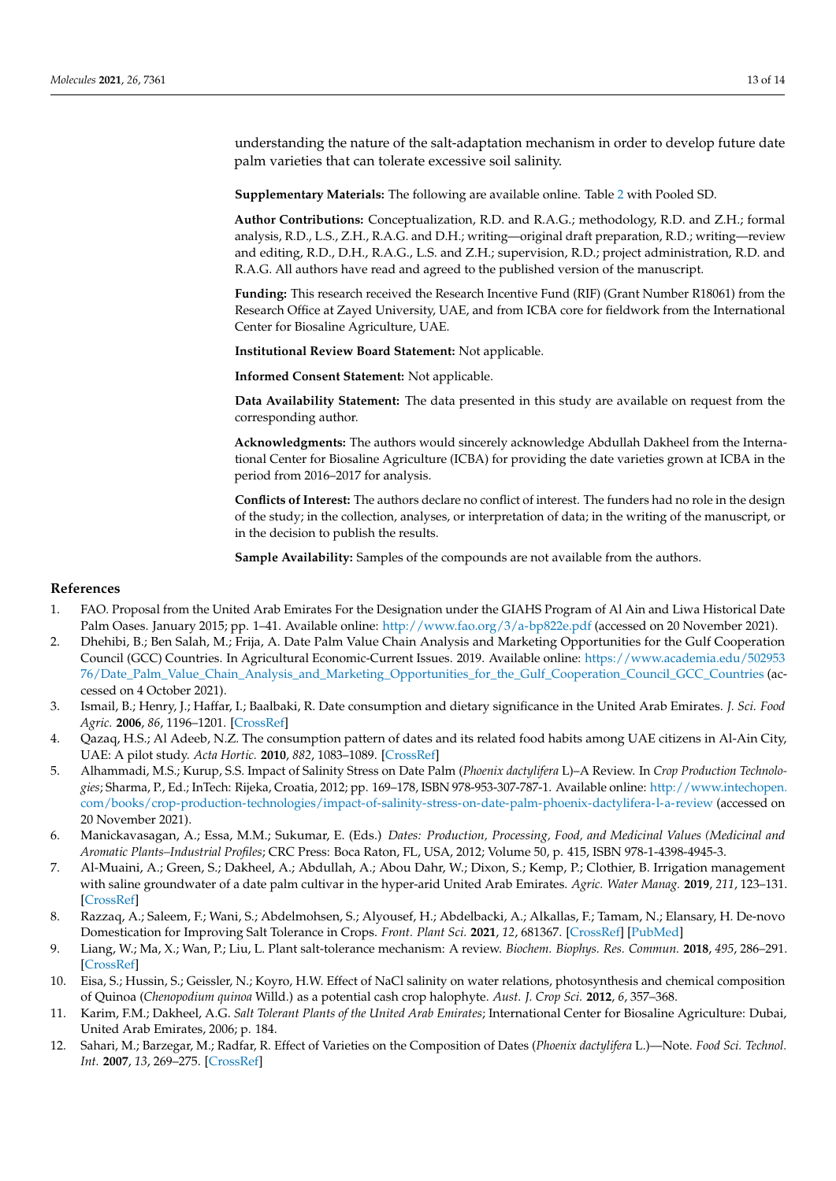understanding the nature of the salt-adaptation mechanism in order to develop future date palm varieties that can tolerate excessive soil salinity.

**Supplementary Materials:** The following are available online. Table 2 with Pooled SD.

**Author Contributions:** Conceptualization, R.D. and R.A.G.; methodology, R.D. and Z.H.; formal analysis, R.D., L.S., Z.H., R.A.G. and D.H.; writing—original draft preparation, R.D.; writing—review and editing, R.D., D.H., R.A.G., L.S. and Z.H.; supervision, R.D.; project administration, R.D. and R.A.G. All authors have read and agreed to the published version of the manuscript.

**Funding:** This research received the Research Incentive Fund (RIF) (Grant Number R18061) from the Research Office at Zayed University, UAE, and from ICBA core for fieldwork from the International Center for Biosaline Agriculture, UAE.

**Institutional Review Board Statement:** Not applicable.

**Informed Consent Statement:** Not applicable.

**Data Availability Statement:** The data presented in this study are available on request from the corresponding author.

**Acknowledgments:** The authors would sincerely acknowledge Abdullah Dakheel from the International Center for Biosaline Agriculture (ICBA) for providing the date varieties grown at ICBA in the period from 2016–2017 for analysis.

**Conflicts of Interest:** The authors declare no conflict of interest. The funders had no role in the design of the study; in the collection, analyses, or interpretation of data; in the writing of the manuscript, or in the decision to publish the results.

**Sample Availability:** Samples of the compounds are not available from the authors.

## References

1. FAO. Proposal from the United Arab Emirates For the Designation under the GIAHS Program of Al Ain and Liwa Historical Date Palm Oases. January 2015; pp. 1–41. Available online: http://www.fao.org/3/a-bp822e.pdf (accessed on 20 November 2021).
2. Dhehibi, B.; Ben Salah, M.; Frija, A. Date Palm Value Chain Analysis and Marketing Opportunities for the Gulf Cooperation Council (GCC) Countries. In Agricultural Economic-Current Issues. 2019. Available online: https://www.academia.edu/50295376/Date_Palm_Value_Chain_Analysis_and_Marketing_Opportunities_for_the_Gulf_Cooperation_Council_GCC_Countries (accessed on 4 October 2021).
3. Ismail, B.; Henry, J.; Haffar, I.; Baalbaki, R. Date consumption and dietary significance in the United Arab Emirates. *J. Sci. Food Agric.* **2006**, *86*, 1196–1201. [CrossRef]
4. Qazaq, H.S.; Al Adeeb, N.Z. The consumption pattern of dates and its related food habits among UAE citizens in Al-Ain City, UAE: A pilot study. *Acta Hortic.* **2010**, *882*, 1083–1089. [CrossRef]
5. Alhammadi, M.S.; Kurup, S.S. Impact of Salinity Stress on Date Palm (*Phoenix dactylifera* L)–A Review. In *Crop Production Technologies*; Sharma, P., Ed.; InTech: Rijeka, Croatia, 2012; pp. 169–178, ISBN 978-953-307-787-1. Available online: http://www.intechopen.com/books/crop-production-technologies/impact-of-salinity-stress-on-date-palm-phoenix-dactylifera-l-a-review (accessed on 20 November 2021).
6. Manickavasagan, A.; Essa, M.M.; Sukumar, E. (Eds.) *Dates: Production, Processing, Food, and Medicinal Values (Medicinal and Aromatic Plants–Industrial Profiles*; CRC Press: Boca Raton, FL, USA, 2012; Volume 50, p. 415, ISBN 978-1-4398-4945-3.
7. Al-Muaini, A.; Green, S.; Dakheel, A.; Abdullah, A.; Abou Dahr, W.; Dixon, S.; Kemp, P.; Clothier, B. Irrigation management with saline groundwater of a date palm cultivar in the hyper-arid United Arab Emirates. *Agric. Water Manag.* **2019**, *211*, 123–131. [CrossRef]
8. Razzaq, A.; Saleem, F.; Wani, S.; Abdelmohsen, S.; Alyousef, H.; Abdelbacki, A.; Alkallas, F.; Tamam, N.; Elansary, H. De-novo Domestication for Improving Salt Tolerance in Crops. *Front. Plant Sci.* **2021**, *12*, 681367. [CrossRef] [PubMed]
9. Liang, W.; Ma, X.; Wan, P.; Liu, L. Plant salt-tolerance mechanism: A review. *Biochem. Biophys. Res. Commun.* **2018**, *495*, 286–291. [CrossRef]
10. Eisa, S.; Hussin, S.; Geissler, N.; Koyro, H.W. Effect of NaCl salinity on water relations, photosynthesis and chemical composition of Quinoa (*Chenopodium quinoa* Willd.) as a potential cash crop halophyte. *Aust. J. Crop Sci.* **2012**, *6*, 357–368.
11. Karim, F.M.; Dakheel, A.G. *Salt Tolerant Plants of the United Arab Emirates*; International Center for Biosaline Agriculture: Dubai, United Arab Emirates, 2006; p. 184.
12. Sahari, M.; Barzegar, M.; Radfar, R. Effect of Varieties on the Composition of Dates (*Phoenix dactylifera* L.)—Note. *Food Sci. Technol. Int.* **2007**, *13*, 269–275. [CrossRef]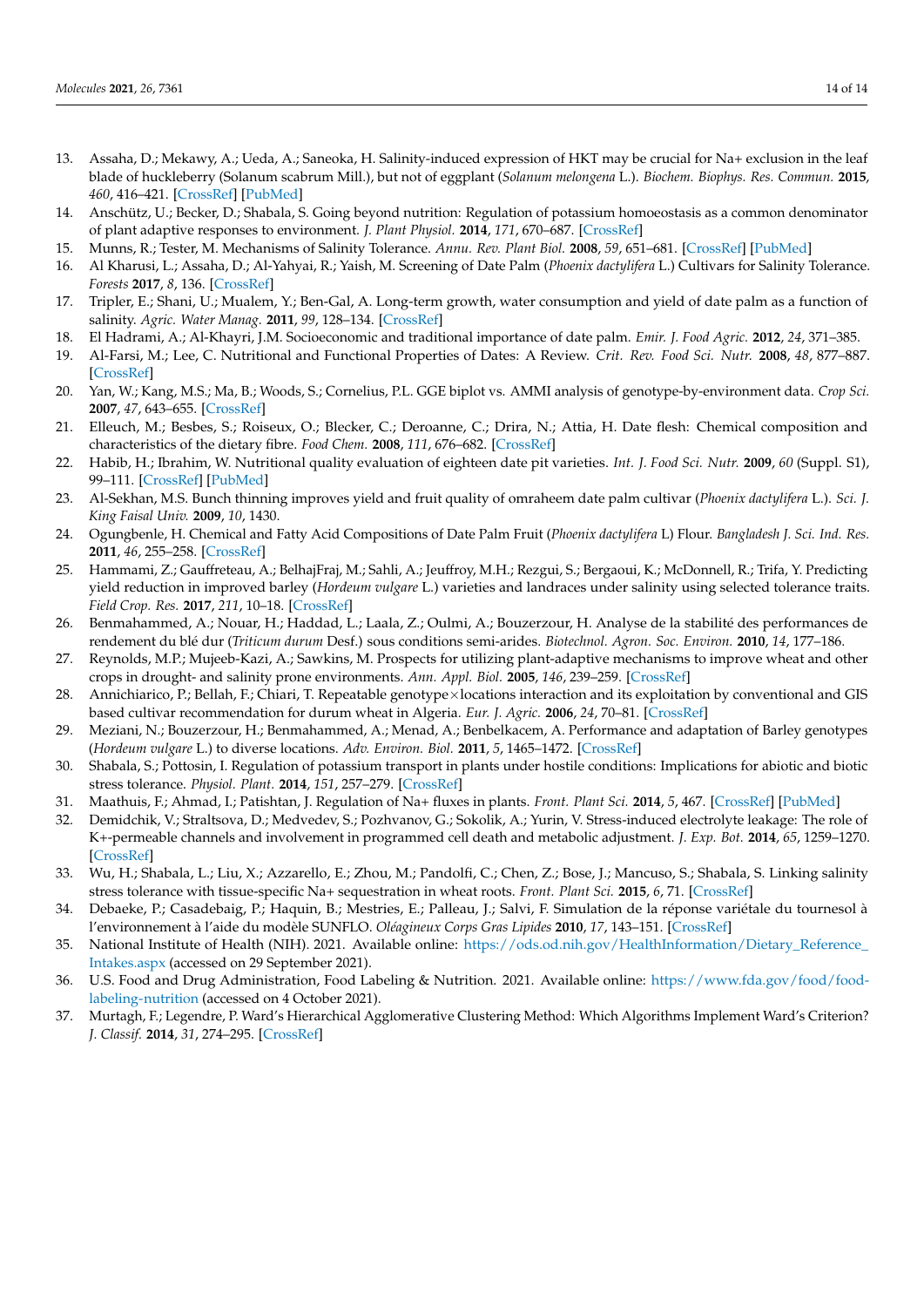13. Assaha, D.; Mekawy, A.; Ueda, A.; Saneoka, H. Salinity-induced expression of HKT may be crucial for Na+ exclusion in the leaf blade of huckleberry (Solanum scabrum Mill.), but not of eggplant (*Solanum melongena* L.). *Biochem. Biophys. Res. Commun.* **2015**, *460*, 416–421. [CrossRef] [PubMed]
14. Anschütz, U.; Becker, D.; Shabala, S. Going beyond nutrition: Regulation of potassium homoeostasis as a common denominator of plant adaptive responses to environment. *J. Plant Physiol.* **2014**, *171*, 670–687. [CrossRef]
15. Munns, R.; Tester, M. Mechanisms of Salinity Tolerance. *Annu. Rev. Plant Biol.* **2008**, *59*, 651–681. [CrossRef] [PubMed]
16. Al Kharusi, L.; Assaha, D.; Al-Yahyai, R.; Yaish, M. Screening of Date Palm (*Phoenix dactylifera* L.) Cultivars for Salinity Tolerance. *Forests* **2017**, *8*, 136. [CrossRef]
17. Tripler, E.; Shani, U.; Mualem, Y.; Ben-Gal, A. Long-term growth, water consumption and yield of date palm as a function of salinity. *Agric. Water Manag.* **2011**, *99*, 128–134. [CrossRef]
18. El Hadrami, A.; Al-Khayri, J.M. Socioeconomic and traditional importance of date palm. *Emir. J. Food Agric.* **2012**, *24*, 371–385.
19. Al-Farsi, M.; Lee, C. Nutritional and Functional Properties of Dates: A Review. *Crit. Rev. Food Sci. Nutr.* **2008**, *48*, 877–887. [CrossRef]
20. Yan, W.; Kang, M.S.; Ma, B.; Woods, S.; Cornelius, P.L. GGE biplot vs. AMMI analysis of genotype-by-environment data. *Crop Sci.* **2007**, *47*, 643–655. [CrossRef]
21. Elleuch, M.; Besbes, S.; Roiseux, O.; Blecker, C.; Deroanne, C.; Drira, N.; Attia, H. Date flesh: Chemical composition and characteristics of the dietary fibre. *Food Chem.* **2008**, *111*, 676–682. [CrossRef]
22. Habib, H.; Ibrahim, W. Nutritional quality evaluation of eighteen date pit varieties. *Int. J. Food Sci. Nutr.* **2009**, *60* (Suppl. S1), 99–111. [CrossRef] [PubMed]
23. Al-Sekhan, M.S. Bunch thinning improves yield and fruit quality of omraheem date palm cultivar (*Phoenix dactylifera* L.). *Sci. J. King Faisal Univ.* **2009**, *10*, 1430.
24. Ogungbenle, H. Chemical and Fatty Acid Compositions of Date Palm Fruit (*Phoenix dactylifera* L) Flour. *Bangladesh J. Sci. Ind. Res.* **2011**, *46*, 255–258. [CrossRef]
25. Hammami, Z.; Gauffreteau, A.; BelhajFraj, M.; Sahli, A.; Jeuffroy, M.H.; Rezgui, S.; Bergaoui, K.; McDonnell, R.; Trifa, Y. Predicting yield reduction in improved barley (*Hordeum vulgare* L.) varieties and landraces under salinity using selected tolerance traits. *Field Crop. Res.* **2017**, *211*, 10–18. [CrossRef]
26. Benmahammed, A.; Nouar, H.; Haddad, L.; Laala, Z.; Oulmi, A.; Bouzerzour, H. Analyse de la stabilité des performances de rendement du blé dur (*Triticum durum* Desf.) sous conditions semi-arides. *Biotechnol. Agron. Soc. Environ.* **2010**, *14*, 177–186.
27. Reynolds, M.P.; Mujeeb-Kazi, A.; Sawkins, M. Prospects for utilizing plant-adaptive mechanisms to improve wheat and other crops in drought- and salinity prone environments. *Ann. Appl. Biol.* **2005**, *146*, 239–259. [CrossRef]
28. Annichiarico, P.; Bellah, F.; Chiari, T. Repeatable genotype×locations interaction and its exploitation by conventional and GIS based cultivar recommendation for durum wheat in Algeria. *Eur. J. Agric.* **2006**, *24*, 70–81. [CrossRef]
29. Meziani, N.; Bouzerzour, H.; Benmahammed, A.; Menad, A.; Benbelkacem, A. Performance and adaptation of Barley genotypes (*Hordeum vulgare* L.) to diverse locations. *Adv. Environ. Biol.* **2011**, *5*, 1465–1472. [CrossRef]
30. Shabala, S.; Pottosin, I. Regulation of potassium transport in plants under hostile conditions: Implications for abiotic and biotic stress tolerance. *Physiol. Plant.* **2014**, *151*, 257–279. [CrossRef]
31. Maathuis, F.; Ahmad, I.; Patishtan, J. Regulation of Na+ fluxes in plants. *Front. Plant Sci.* **2014**, *5*, 467. [CrossRef] [PubMed]
32. Demidchik, V.; Straltsova, D.; Medvedev, S.; Pozhvanov, G.; Sokolik, A.; Yurin, V. Stress-induced electrolyte leakage: The role of K+-permeable channels and involvement in programmed cell death and metabolic adjustment. *J. Exp. Bot.* **2014**, *65*, 1259–1270. [CrossRef]
33. Wu, H.; Shabala, L.; Liu, X.; Azzarello, E.; Zhou, M.; Pandolfi, C.; Chen, Z.; Bose, J.; Mancuso, S.; Shabala, S. Linking salinity stress tolerance with tissue-specific Na+ sequestration in wheat roots. *Front. Plant Sci.* **2015**, *6*, 71. [CrossRef]
34. Debaeke, P.; Casadebaig, P.; Haquin, B.; Mestries, E.; Palleau, J.; Salvi, F. Simulation de la réponse variétale du tournesol à l'environnement à l'aide du modèle SUNFLO. *Oléagineux Corps Gras Lipides* **2010**, *17*, 143–151. [CrossRef]
35. National Institute of Health (NIH). 2021. Available online: https://ods.od.nih.gov/HealthInformation/Dietary_Reference_Intakes.aspx (accessed on 29 September 2021).
36. U.S. Food and Drug Administration, Food Labeling & Nutrition. 2021. Available online: https://www.fda.gov/food/food-labeling-nutrition (accessed on 4 October 2021).
37. Murtagh, F.; Legendre, P. Ward's Hierarchical Agglomerative Clustering Method: Which Algorithms Implement Ward's Criterion? *J. Classif.* **2014**, *31*, 274–295. [CrossRef]